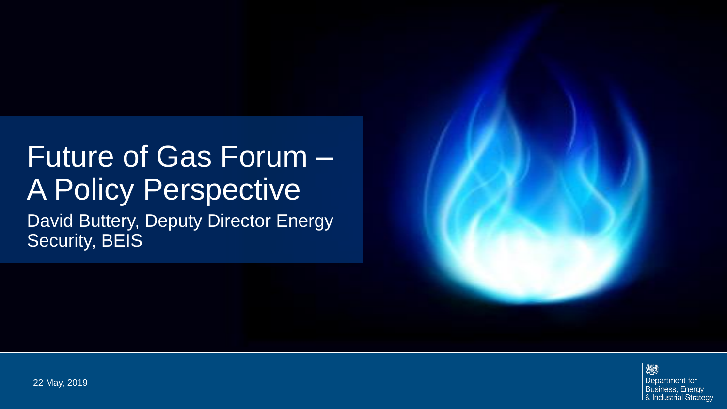# Future of Gas Forum – A Policy Perspective

David Buttery, Deputy Director Energy Security, BEIS

22 May, 2019

Department for Business, Energy & Industrial Strategy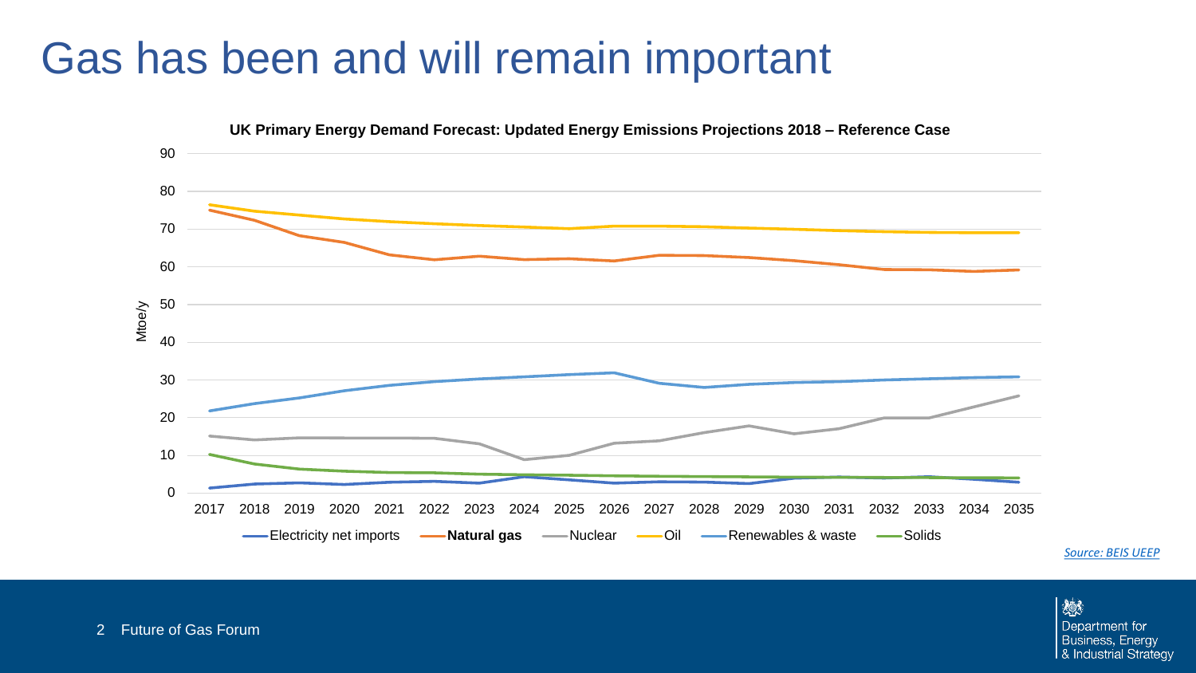# Gas has been and will remain important

UK Primary Energy Demand Forecast: Updated Energy Emissions Projections 2018 – Reference Case

Mtoe/y

90
80
70
60
50
40
30
20
10
0

2017 2018 2019 2020 2021 2022 2023 2024 2025 2026 2027 2028 2029 2030 2031 2032 2033 2034 2035

Electricity net imports | **Natural gas** | Nuclear | Oil | Renewables & waste | Solids

*Source: BEIS UEEP*

Future of Gas Forum

Department for Business, Energy & Industrial Strategy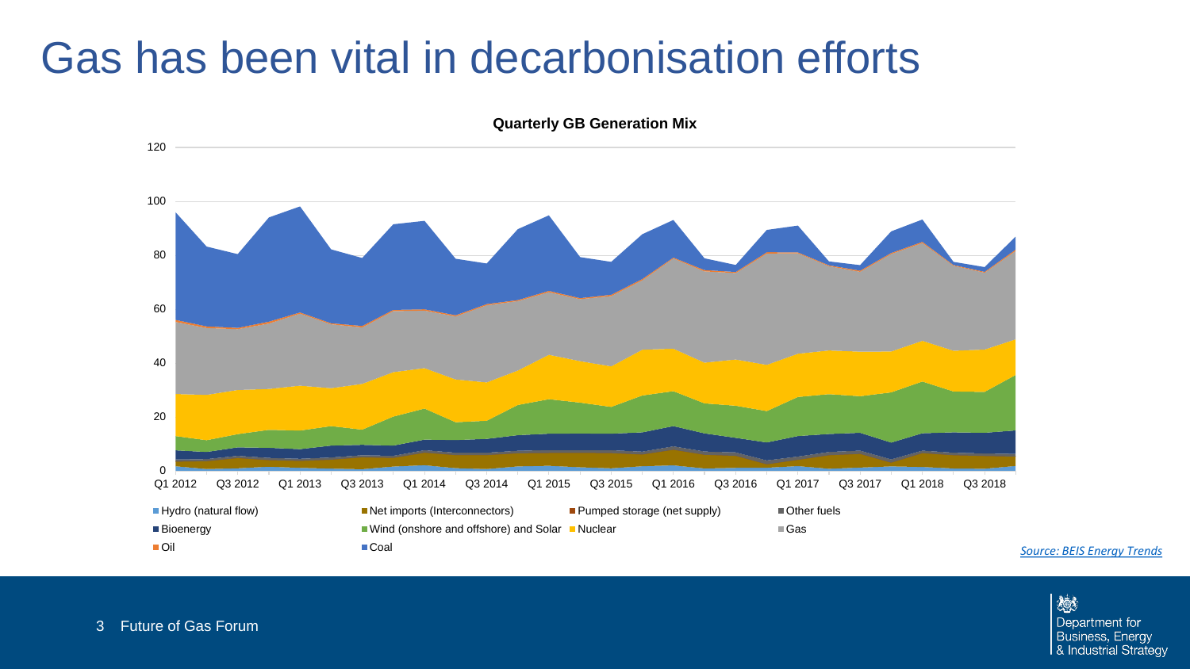# Gas has been vital in decarbonisation efforts

**Quarterly GB Generation Mix**

120
100
80
60
40
20
0

Q1 2012 Q3 2012 Q1 2013 Q3 2013 Q1 2014 Q3 2014 Q1 2015 Q3 2015 Q1 2016 Q3 2016 Q1 2017 Q3 2017 Q1 2018 Q3 2018

Hydro (natural flow)
Net imports (Interconnectors)
Pumped storage (net supply)
Other fuels
Bioenergy
Wind (onshore and offshore) and Solar
Nuclear
Gas
Oil
Coal

*Source: BEIS Energy Trends*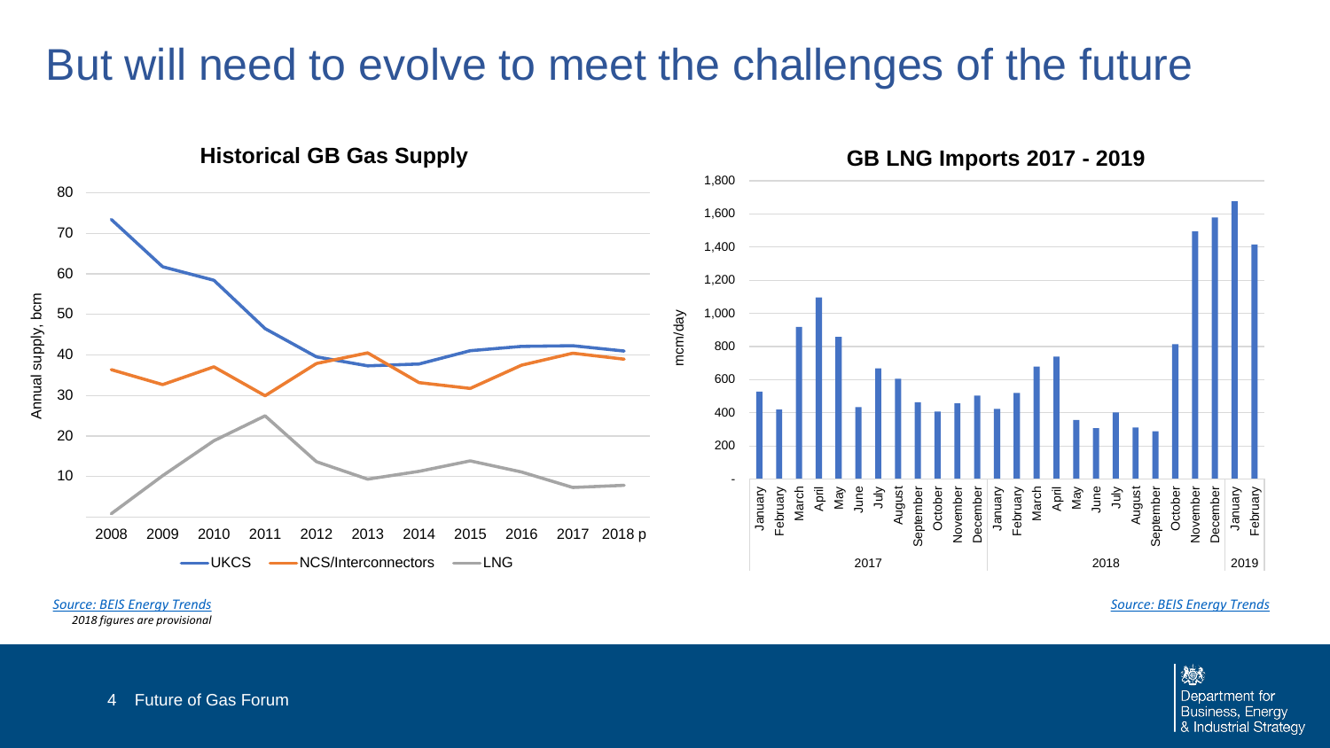# But will need to evolve to meet the challenges of the future

**Historical GB Gas Supply**

Annual supply, bcm

80
70
60
50
40
30
20
10

2008 2009 2010 2011 2012 2013 2014 2015 2016 2017 2018 p

UKCS NCS/Interconnectors LNG

*Source: BEIS Energy Trends*

*2018 figures are provisional*

**GB LNG Imports 2017 - 2019**

mcm/day

1,800
1,600
1,400
1,200
1,000
800
600
400
200
-

January February March April May June July August September October November December

2017

January February March April May June July August September October November December

2018

January February

2019

*Source: BEIS Energy Trends*

Future of Gas Forum

Department for Business, Energy & Industrial Strategy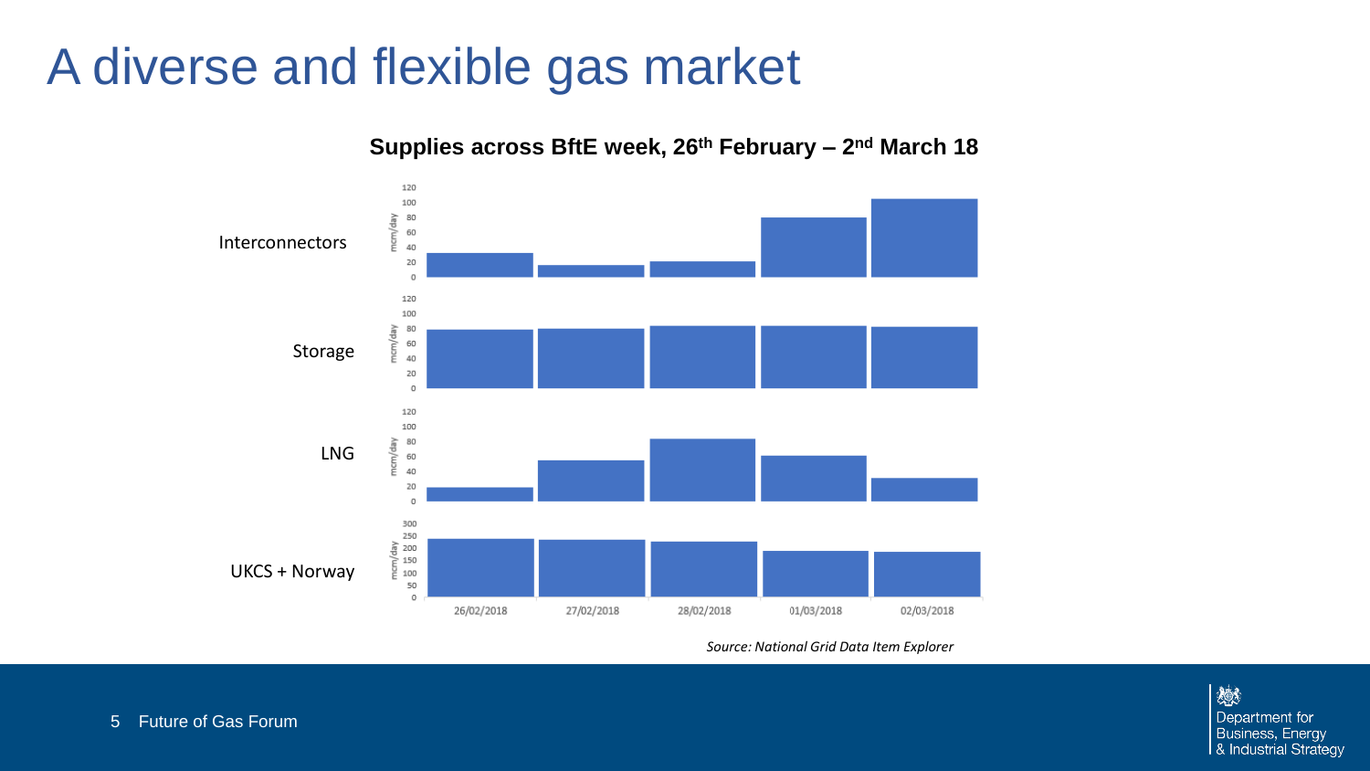# A diverse and flexible gas market

**Supplies across BftE week, 26th February – 2nd March 18**

Interconnectors

Storage

LNG

UKCS + Norway

*Source: National Grid Data Item Explorer*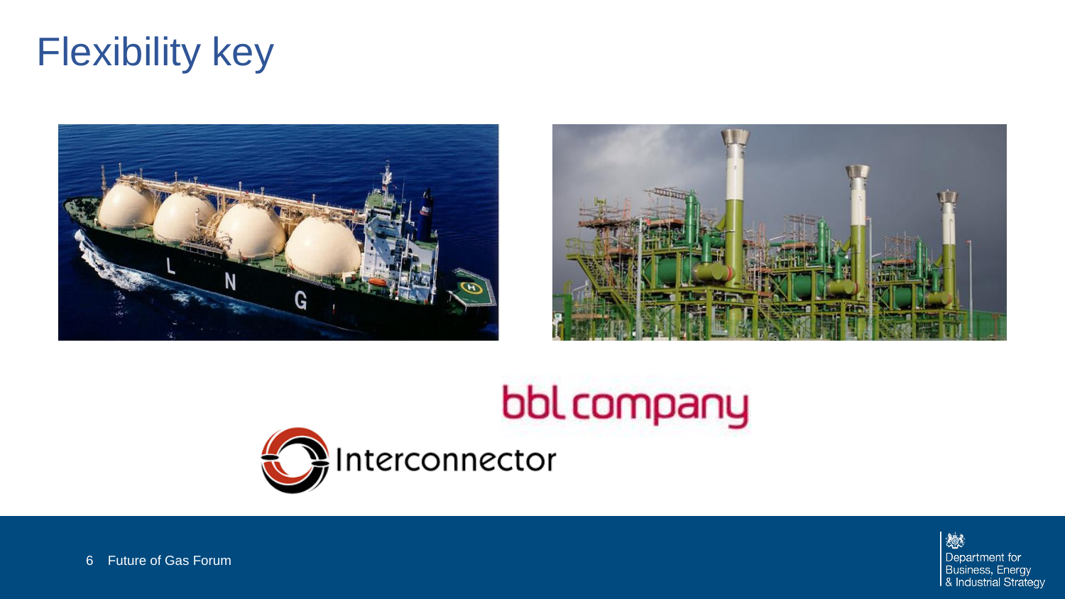# Flexibility key

bbl company

Interconnector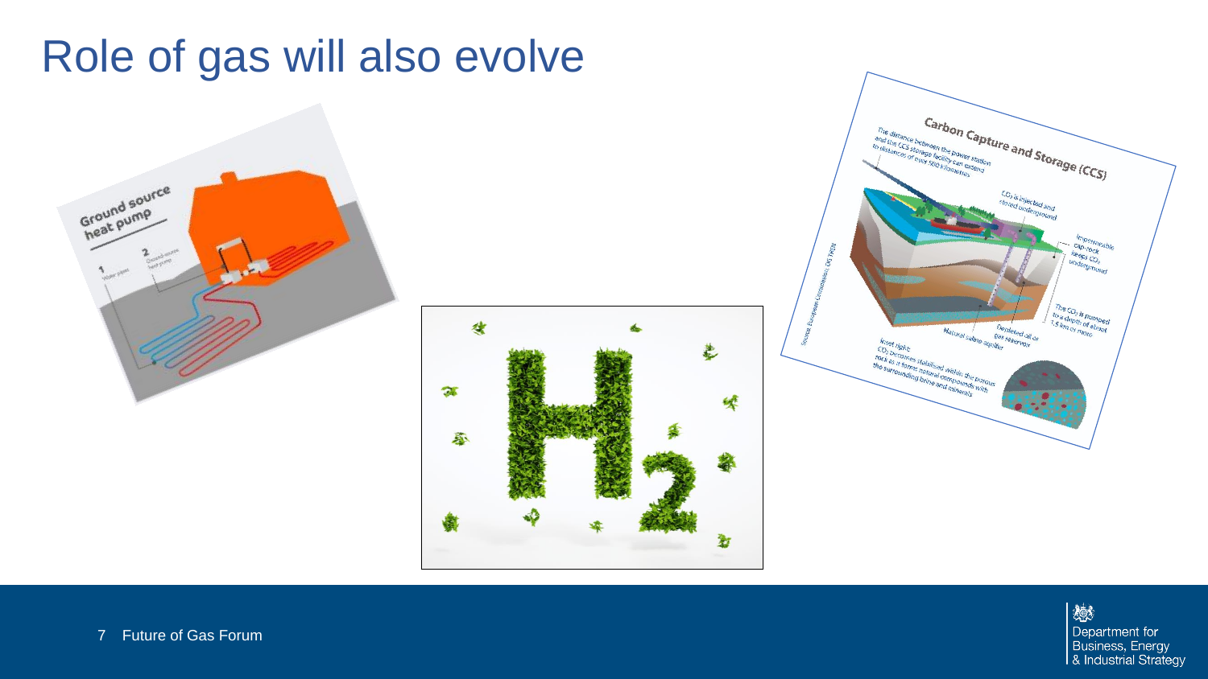# Role of gas will also evolve

Ground source heat pump

1 Water pipes

2 Ground-source heat pump

Carbon Capture and Storage (CCS)

The distance between the power station and the CCS storage facility can extend to distances of over 500 kilometres

$CO_2$ is injected and stored underground

Impermeable cap-rock keeps $CO_2$ underground

The $CO_2$ is pumped to a depth of about 1.5 km or more

Depleted oil or gas reservoir

Natural saline aquifer

Inset right: $CO_2$ becomes stabilised within the porous rock as it forms natural compounds with the surrounding brine and minerals

Source: European Commission, DG TREN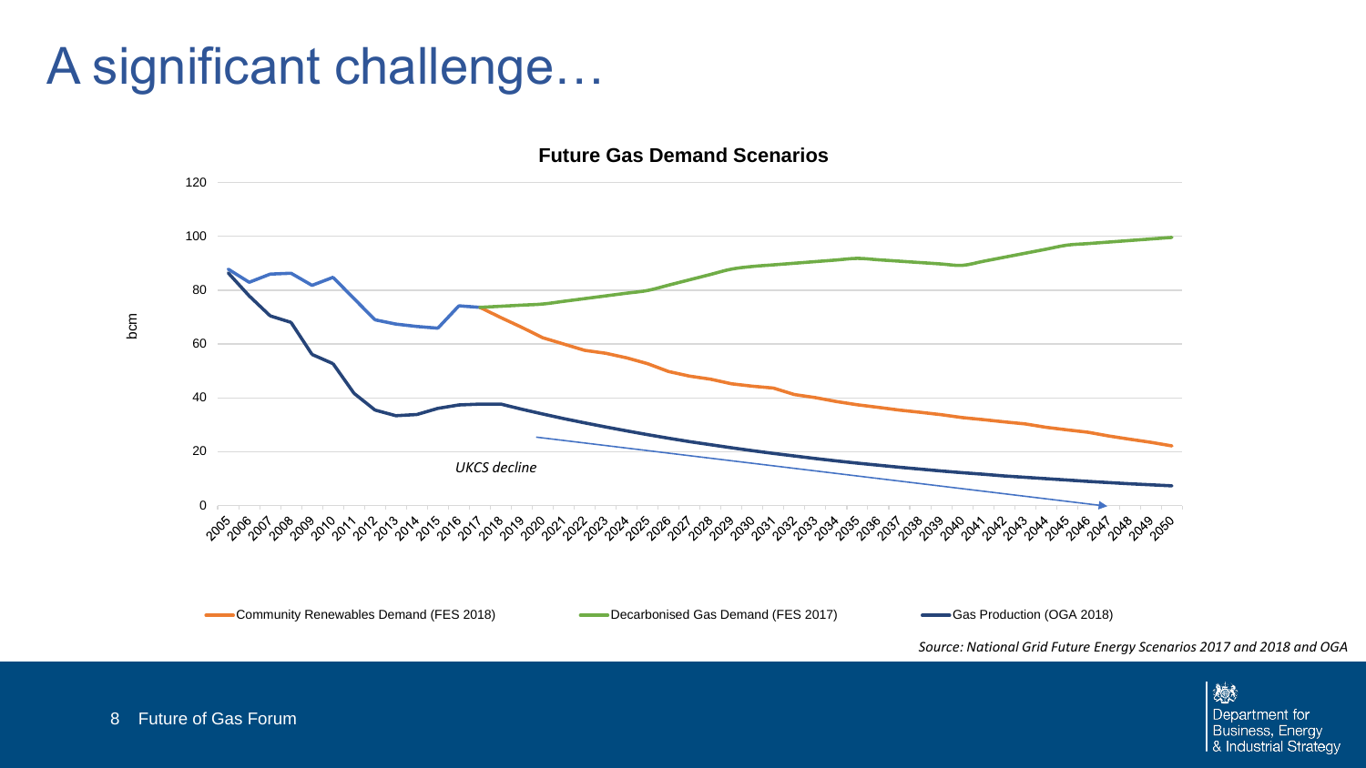# A significant challenge…

**Future Gas Demand Scenarios**

bcm

120
100
80
60
40
20
0

2005 2006 2007 2008 2009 2010 2011 2012 2013 2014 2015 2016 2017 2018 2019 2020 2021 2022 2023 2024 2025 2026 2027 2028 2029 2030 2031 2032 2033 2034 2035 2036 2037 2038 2039 2040 2041 2042 2043 2044 2045 2046 2047 2048 2049 2050

*UKCS decline*

Community Renewables Demand (FES 2018)

Decarbonised Gas Demand (FES 2017)

Gas Production (OGA 2018)

*Source: National Grid Future Energy Scenarios 2017 and 2018 and OGA*

Future of Gas Forum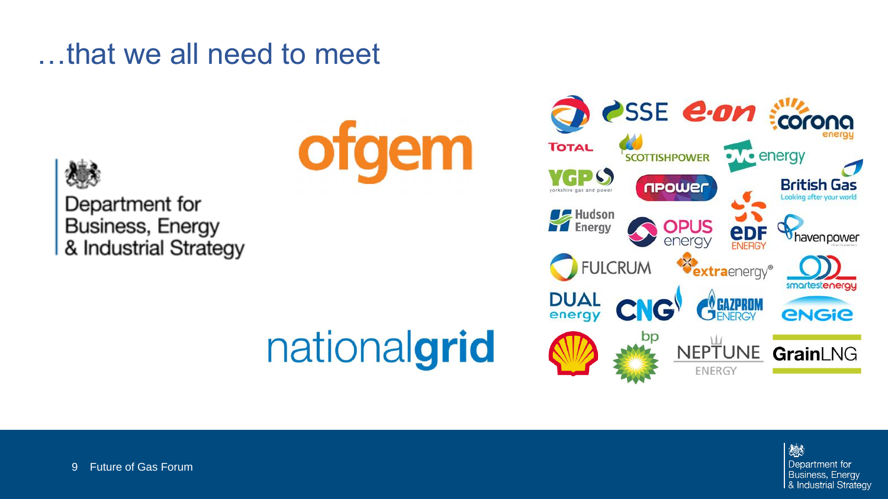# …that we all need to meet

Department for Business, Energy & Industrial Strategy

ofgem

nationalgrid

TOTAL

SSE

e.on

corona energy

SCOTTISHPOWER

ovo energy

YGP yorkshire gas and power

npower

British Gas Looking after your world

Hudson Energy

OPUS energy

EDF ENERGY

haven power

FULCRUM

extraenergy®

smartestenergy

DUAL energy

CNG

GAZPROM ENERGY

ENGIE

bp

NEPTUNE ENERGY

GrainLNG